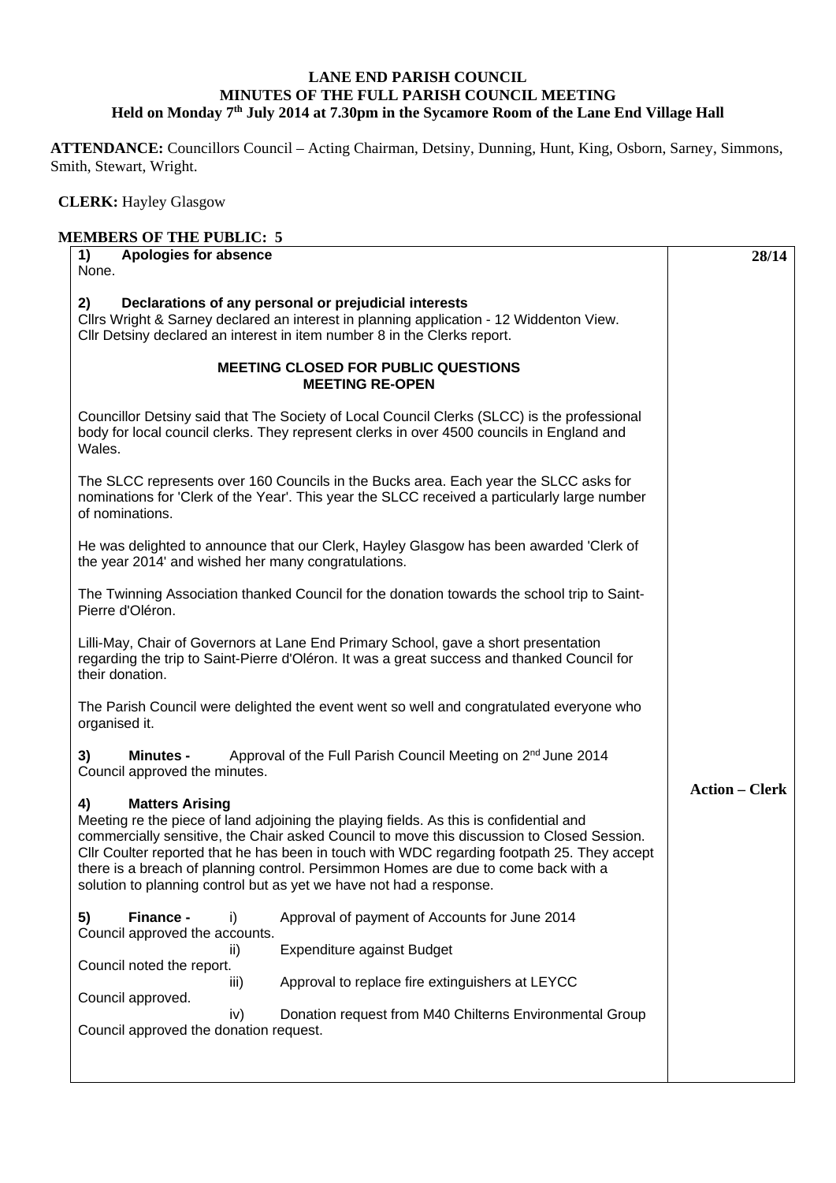**LANE END PARISH COUNCIL**
**MINUTES OF THE FULL PARISH COUNCIL MEETING**
**Held on Monday 7th July 2014 at 7.30pm in the Sycamore Room of the Lane End Village Hall**

**ATTENDANCE:** Councillors Council – Acting Chairman, Detsiny, Dunning, Hunt, King, Osborn, Sarney, Simmons, Smith, Stewart, Wright.

**CLERK:** Hayley Glasgow

**MEMBERS OF THE PUBLIC: 5**

**28/14**

**1) Apologies for absence**
None.

**2) Declarations of any personal or prejudicial interests**
Cllrs Wright & Sarney declared an interest in planning application - 12 Widdenton View.
Cllr Detsiny declared an interest in item number 8 in the Clerks report.

**MEETING CLOSED FOR PUBLIC QUESTIONS**
**MEETING RE-OPEN**

Councillor Detsiny said that The Society of Local Council Clerks (SLCC) is the professional body for local council clerks. They represent clerks in over 4500 councils in England and Wales.

The SLCC represents over 160 Councils in the Bucks area. Each year the SLCC asks for nominations for 'Clerk of the Year'. This year the SLCC received a particularly large number of nominations.

He was delighted to announce that our Clerk, Hayley Glasgow has been awarded 'Clerk of the year 2014' and wished her many congratulations.

The Twinning Association thanked Council for the donation towards the school trip to Saint-Pierre d'Oléron.

Lilli-May, Chair of Governors at Lane End Primary School, gave a short presentation regarding the trip to Saint-Pierre d'Oléron. It was a great success and thanked Council for their donation.

The Parish Council were delighted the event went so well and congratulated everyone who organised it.

**3) Minutes -** Approval of the Full Parish Council Meeting on 2nd June 2014
Council approved the minutes.

**4) Matters Arising** — **Action – Clerk**
Meeting re the piece of land adjoining the playing fields. As this is confidential and commercially sensitive, the Chair asked Council to move this discussion to Closed Session.
Cllr Coulter reported that he has been in touch with WDC regarding footpath 25. They accept there is a breach of planning control. Persimmon Homes are due to come back with a solution to planning control but as yet we have not had a response.

**5) Finance -**
i) Approval of payment of Accounts for June 2014
Council approved the accounts.
ii) Expenditure against Budget
Council noted the report.
iii) Approval to replace fire extinguishers at LEYCC
Council approved.
iv) Donation request from M40 Chilterns Environmental Group
Council approved the donation request.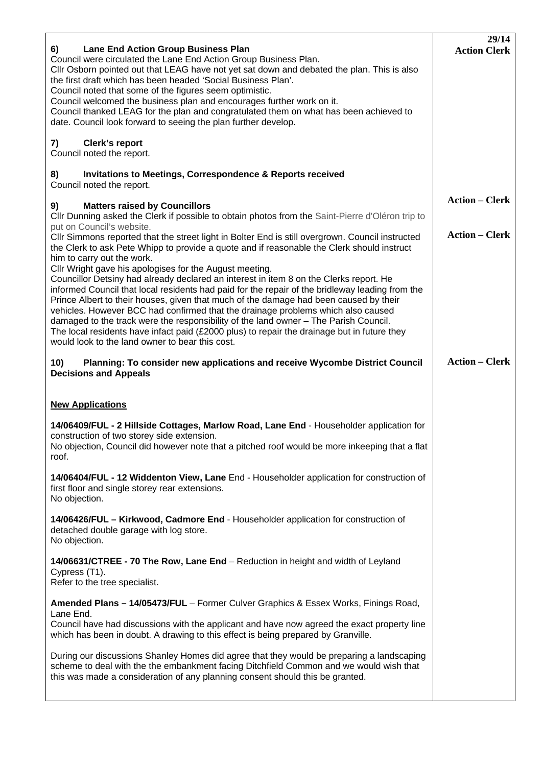**29/14**

| | |
|---|---|
| **6) Lane End Action Group Business Plan**<br>Council were circulated the Lane End Action Group Business Plan.<br>Cllr Osborn pointed out that LEAG have not yet sat down and debated the plan. This is also the first draft which has been headed 'Social Business Plan'.<br>Council noted that some of the figures seem optimistic.<br>Council welcomed the business plan and encourages further work on it.<br>Council thanked LEAG for the plan and congratulated them on what has been achieved to date. Council look forward to seeing the plan further develop. | **Action Clerk** |
| **7) Clerk's report**<br>Council noted the report. | |
| **8) Invitations to Meetings, Correspondence & Reports received**<br>Council noted the report. | |
| **9) Matters raised by Councillors**<br>Cllr Dunning asked the Clerk if possible to obtain photos from the Saint-Pierre d'Oléron trip to put on Council's website.<br>Cllr Simmons reported that the street light in Bolter End is still overgrown. Council instructed the Clerk to ask Pete Whipp to provide a quote and if reasonable the Clerk should instruct him to carry out the work.<br>Cllr Wright gave his apologises for the August meeting.<br>Councillor Detsiny had already declared an interest in item 8 on the Clerks report. He informed Council that local residents had paid for the repair of the bridleway leading from the Prince Albert to their houses, given that much of the damage had been caused by their vehicles. However BCC had confirmed that the drainage problems which also caused damaged to the track were the responsibility of the land owner – The Parish Council.<br>The local residents have infact paid (£2000 plus) to repair the drainage but in future they would look to the land owner to bear this cost. | **Action – Clerk**<br><br>**Action – Clerk** |
| **10) Planning: To consider new applications and receive Wycombe District Council Decisions and Appeals**<br><br>**<u>New Applications</u>**<br><br>**14/06409/FUL - 2 Hillside Cottages, Marlow Road, Lane End** - Householder application for construction of two storey side extension.<br>No objection, Council did however note that a pitched roof would be more inkeeping that a flat roof.<br><br>**14/06404/FUL - 12 Widdenton View, Lane** End - Householder application for construction of first floor and single storey rear extensions.<br>No objection.<br><br>**14/06426/FUL – Kirkwood, Cadmore End** - Householder application for construction of detached double garage with log store.<br>No objection.<br><br>**14/06631/CTREE - 70 The Row, Lane End** – Reduction in height and width of Leyland Cypress (T1).<br>Refer to the tree specialist.<br><br>**Amended Plans – 14/05473/FUL** – Former Culver Graphics & Essex Works, Finings Road, Lane End.<br>Council have had discussions with the applicant and have now agreed the exact property line which has been in doubt. A drawing to this effect is being prepared by Granville.<br><br>During our discussions Shanley Homes did agree that they would be preparing a landscaping scheme to deal with the the embankment facing Ditchfield Common and we would wish that this was made a consideration of any planning consent should this be granted. | **Action – Clerk** |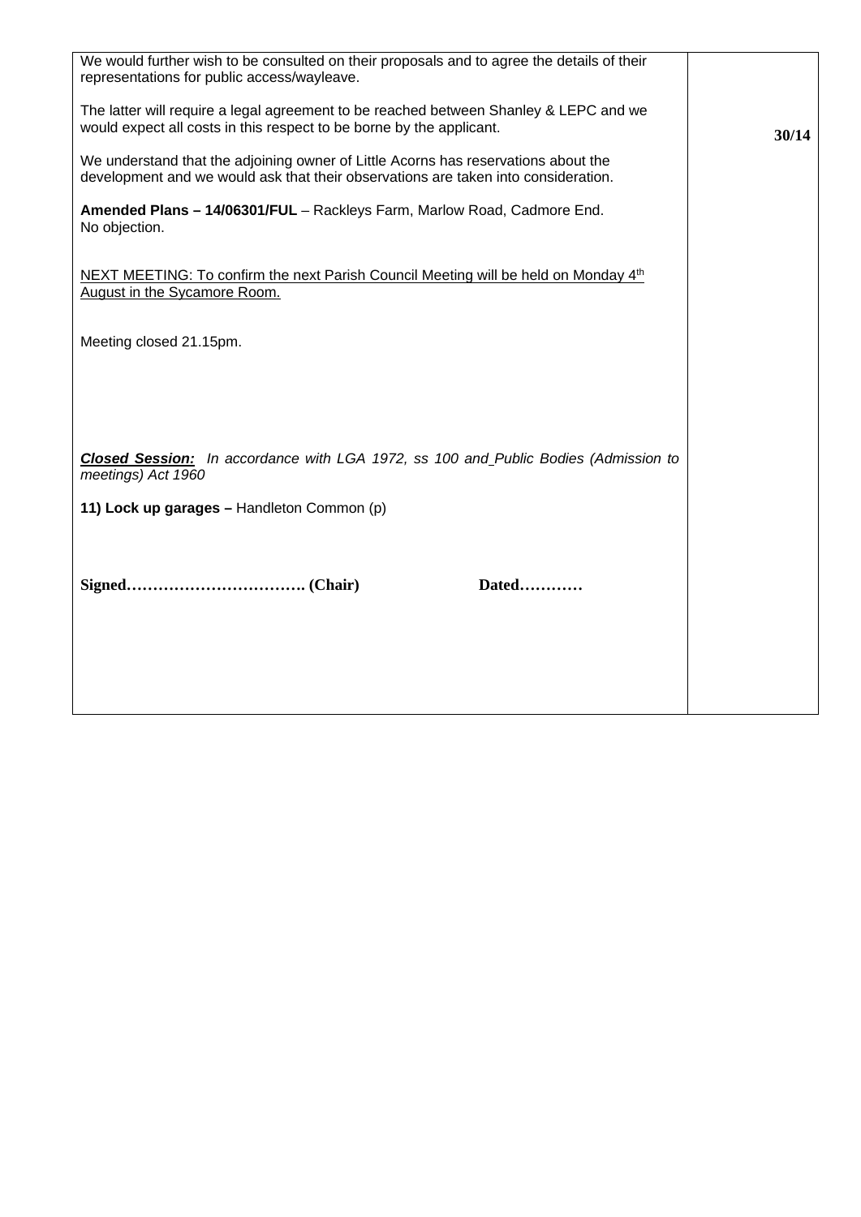| | |
|---|---|
| We would further wish to be consulted on their proposals and to agree the details of their representations for public access/wayleave.<br><br>The latter will require a legal agreement to be reached between Shanley & LEPC and we would expect all costs in this respect to be borne by the applicant.<br><br>We understand that the adjoining owner of Little Acorns has reservations about the development and we would ask that their observations are taken into consideration.<br><br>**Amended Plans – 14/06301/FUL** – Rackleys Farm, Marlow Road, Cadmore End.<br>No objection.<br><br><u>NEXT MEETING: To confirm the next Parish Council Meeting will be held on Monday 4th August in the Sycamore Room.</u><br><br>Meeting closed 21.15pm.<br><br>***<u>Closed Session:</u>*** *In accordance with LGA 1972, ss 100 and Public Bodies (Admission to meetings) Act 1960*<br><br>**11) Lock up garages –** Handleton Common (p)<br><br>**Signed……………………………. (Chair)   Dated…………** | **30/14** |